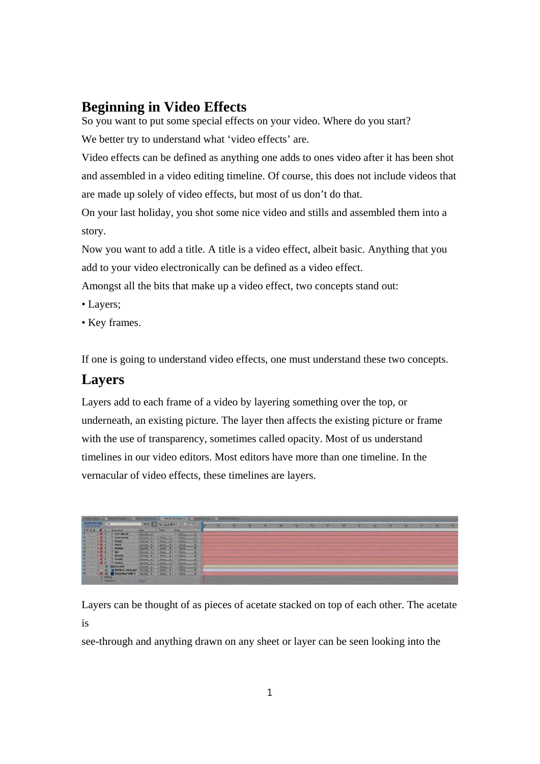# Beginning in Video Effects

So you want to put some special effects on your video. Where do you start?

We better try to understand what 'video effects' are.

Video effects can be defined as anything one adds to ones video after it has been shot and assembled in a video editing timeline. Of course, this does not include videos that are made up solely of video effects, but most of us don't do that.

On your last holiday, you shot some nice video and stills and assembled them into a story.

Now you want to add a title. A title is a video effect, albeit basic. Anything that you add to your video electronically can be defined as a video effect.

Amongst all the bits that make up a video effect, two concepts stand out:

- Layers;
- Key frames.

If one is going to understand video effects, one must understand these two concepts.

## Layers

Layers add to each frame of a video by layering something over the top, or underneath, an existing picture. The layer then affects the existing picture or frame with the use of transparency, sometimes called opacity. Most of us understand timelines in our video editors. Most editors have more than one timeline. In the vernacular of video effects, these timelines are layers.

Layers can be thought of as pieces of acetate stacked on top of each other. The acetate is
see-through and anything drawn on any sheet or layer can be seen looking into the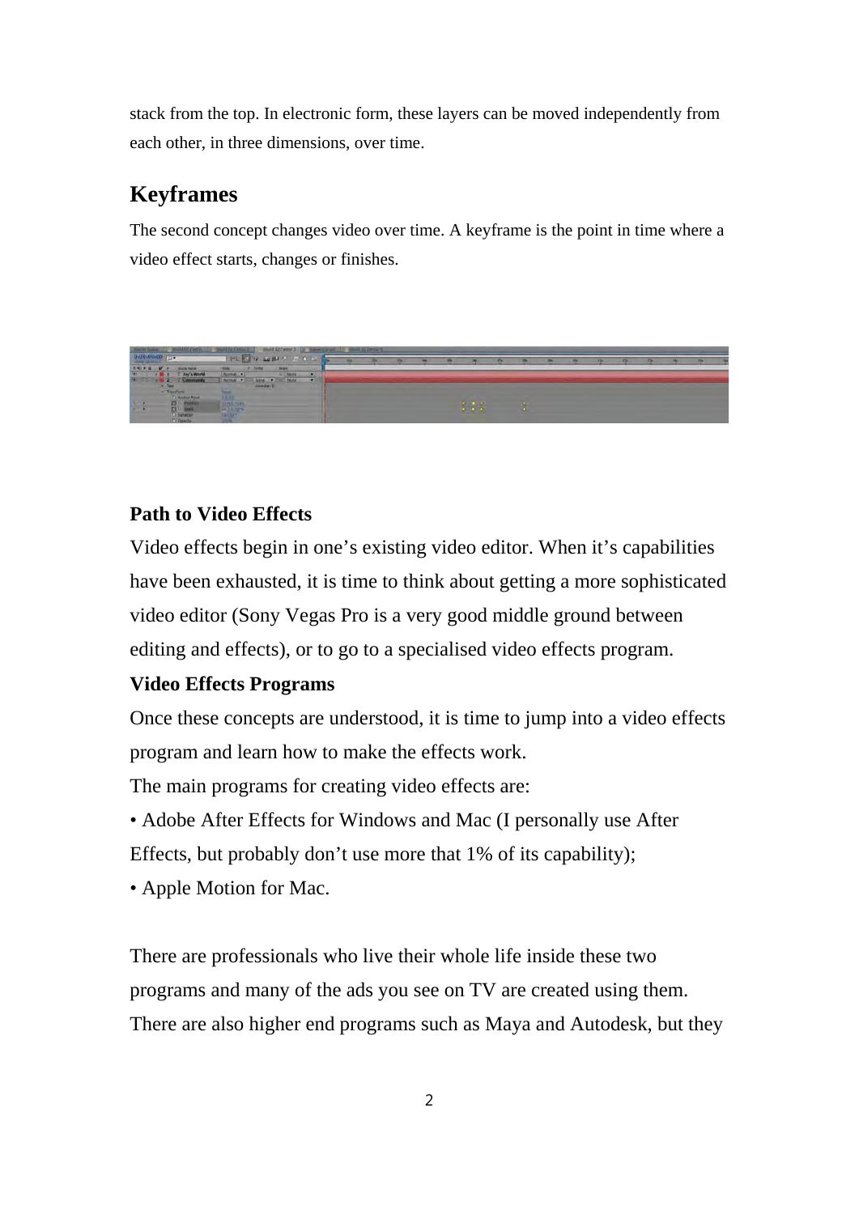stack from the top. In electronic form, these layers can be moved independently from each other, in three dimensions, over time.

## Keyframes

The second concept changes video over time. A keyframe is the point in time where a video effect starts, changes or finishes.

**Path to Video Effects**

Video effects begin in one’s existing video editor. When it’s capabilities have been exhausted, it is time to think about getting a more sophisticated video editor (Sony Vegas Pro is a very good middle ground between editing and effects), or to go to a specialised video effects program.

**Video Effects Programs**

Once these concepts are understood, it is time to jump into a video effects program and learn how to make the effects work.

The main programs for creating video effects are:

- Adobe After Effects for Windows and Mac (I personally use After Effects, but probably don’t use more that 1% of its capability);
- Apple Motion for Mac.

There are professionals who live their whole life inside these two programs and many of the ads you see on TV are created using them. There are also higher end programs such as Maya and Autodesk, but they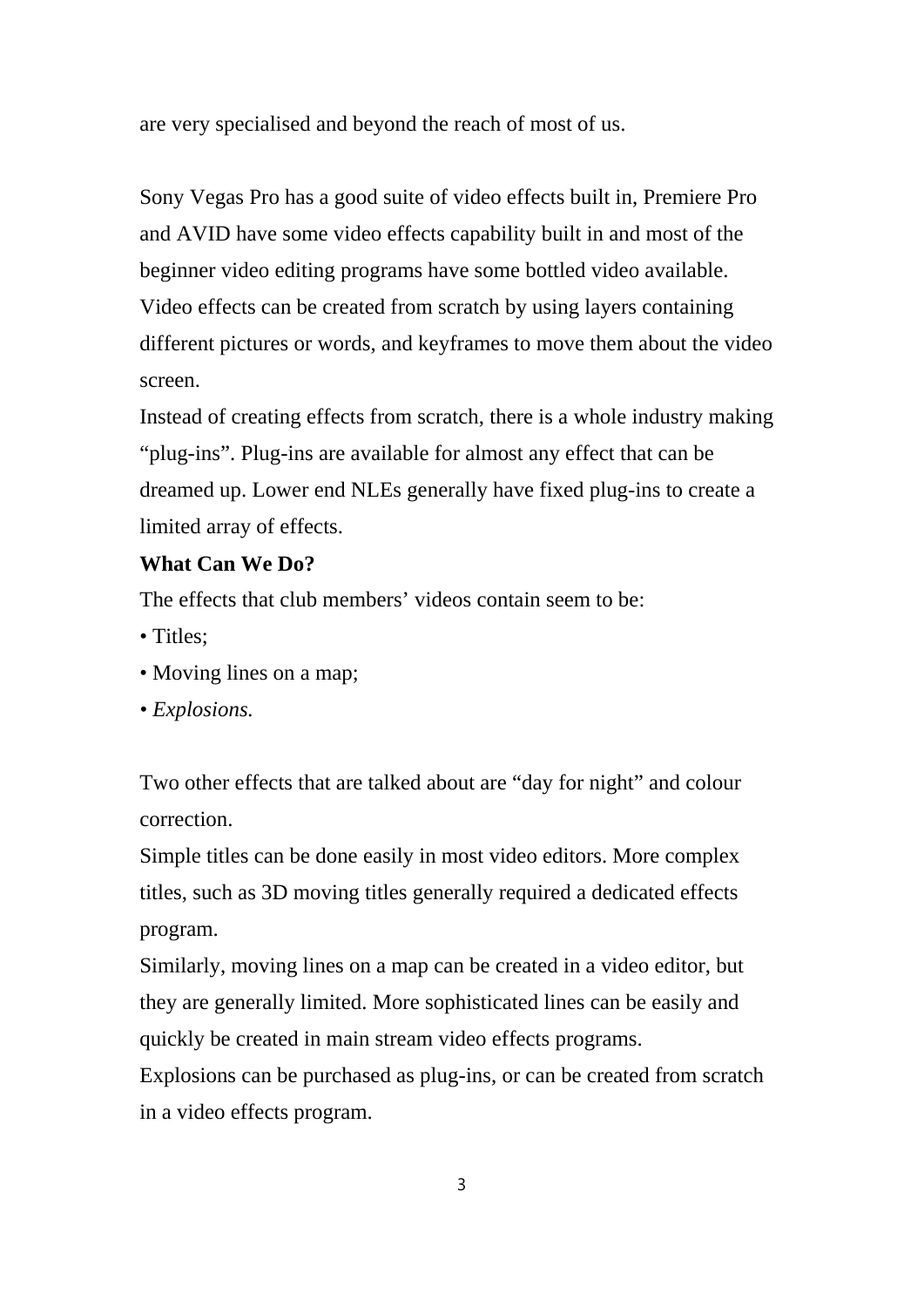are very specialised and beyond the reach of most of us.

Sony Vegas Pro has a good suite of video effects built in, Premiere Pro and AVID have some video effects capability built in and most of the beginner video editing programs have some bottled video available. Video effects can be created from scratch by using layers containing different pictures or words, and keyframes to move them about the video screen.

Instead of creating effects from scratch, there is a whole industry making "plug-ins". Plug-ins are available for almost any effect that can be dreamed up. Lower end NLEs generally have fixed plug-ins to create a limited array of effects.

**What Can We Do?**

The effects that club members' videos contain seem to be:

- Titles;
- Moving lines on a map;
- *Explosions.*

Two other effects that are talked about are "day for night" and colour correction.

Simple titles can be done easily in most video editors. More complex titles, such as 3D moving titles generally required a dedicated effects program.

Similarly, moving lines on a map can be created in a video editor, but they are generally limited. More sophisticated lines can be easily and quickly be created in main stream video effects programs.

Explosions can be purchased as plug-ins, or can be created from scratch in a video effects program.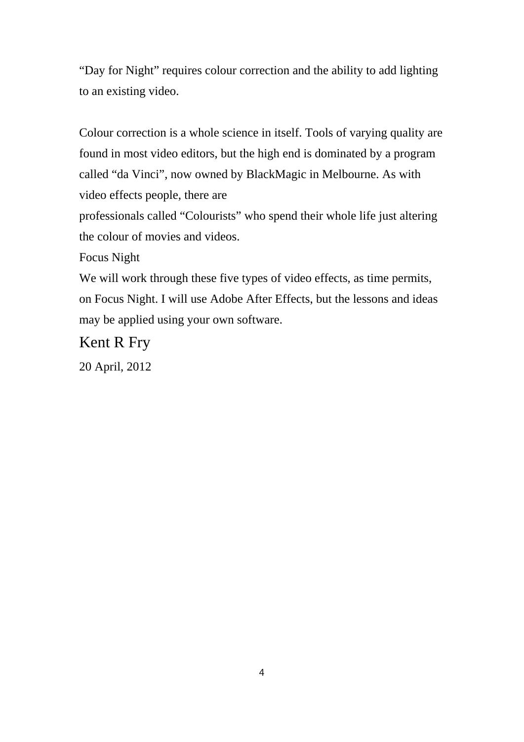"Day for Night" requires colour correction and the ability to add lighting to an existing video.

Colour correction is a whole science in itself. Tools of varying quality are found in most video editors, but the high end is dominated by a program called "da Vinci", now owned by BlackMagic in Melbourne. As with video effects people, there are
professionals called "Colourists" who spend their whole life just altering the colour of movies and videos.

Focus Night

We will work through these five types of video effects, as time permits, on Focus Night. I will use Adobe After Effects, but the lessons and ideas may be applied using your own software.

Kent R Fry

20 April, 2012